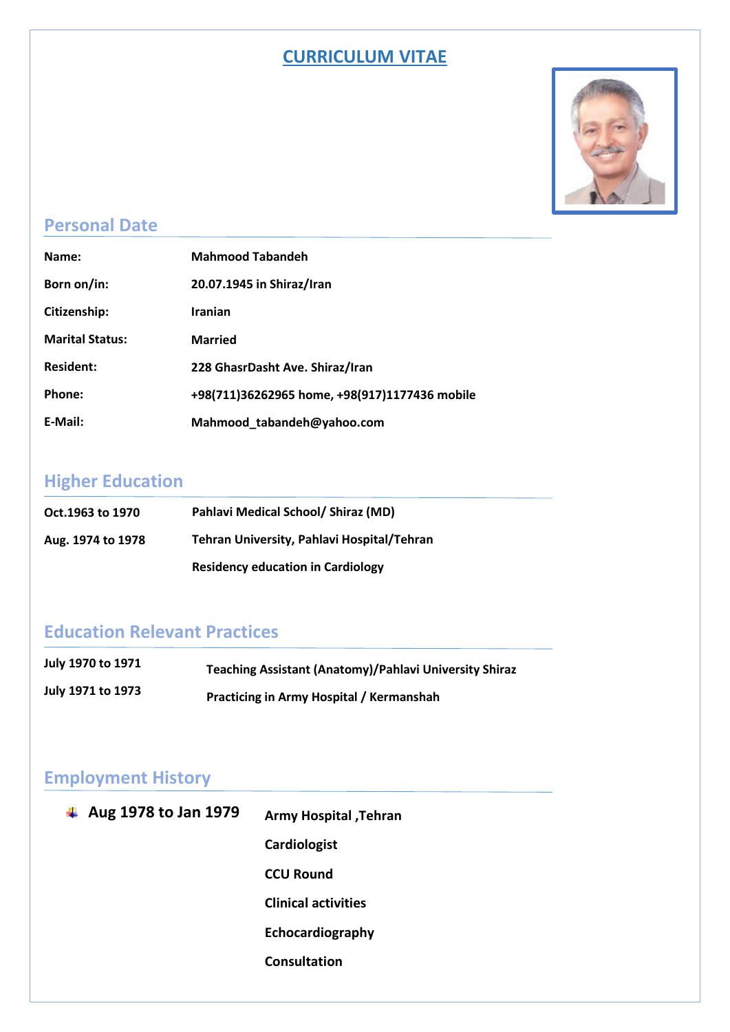# CURRICULUM VITAE

## Personal Date

| | |
|---|---|
| **Name:** | **Mahmood Tabandeh** |
| **Born on/in:** | **20.07.1945 in Shiraz/Iran** |
| **Citizenship:** | **Iranian** |
| **Marital Status:** | **Married** |
| **Resident:** | **228 GhasrDasht Ave. Shiraz/Iran** |
| **Phone:** | **+98(711)36262965 home, +98(917)1177436 mobile** |
| **E-Mail:** | **Mahmood_tabandeh@yahoo.com** |

## Higher Education

| | |
|---|---|
| **Oct.1963 to 1970** | **Pahlavi Medical School/ Shiraz (MD)** |
| **Aug. 1974 to 1978** | **Tehran University, Pahlavi Hospital/Tehran** |
| | **Residency education in Cardiology** |

## Education Relevant Practices

| | |
|---|---|
| **July 1970 to 1971** | **Teaching Assistant (Anatomy)/Pahlavi University Shiraz** |
| **July 1971 to 1973** | **Practicing in Army Hospital / Kermanshah** |

## Employment History

- **Aug 1978 to Jan 1979**

  **Army Hospital ,Tehran**

  **Cardiologist**

  **CCU Round**

  **Clinical activities**

  **Echocardiography**

  **Consultation**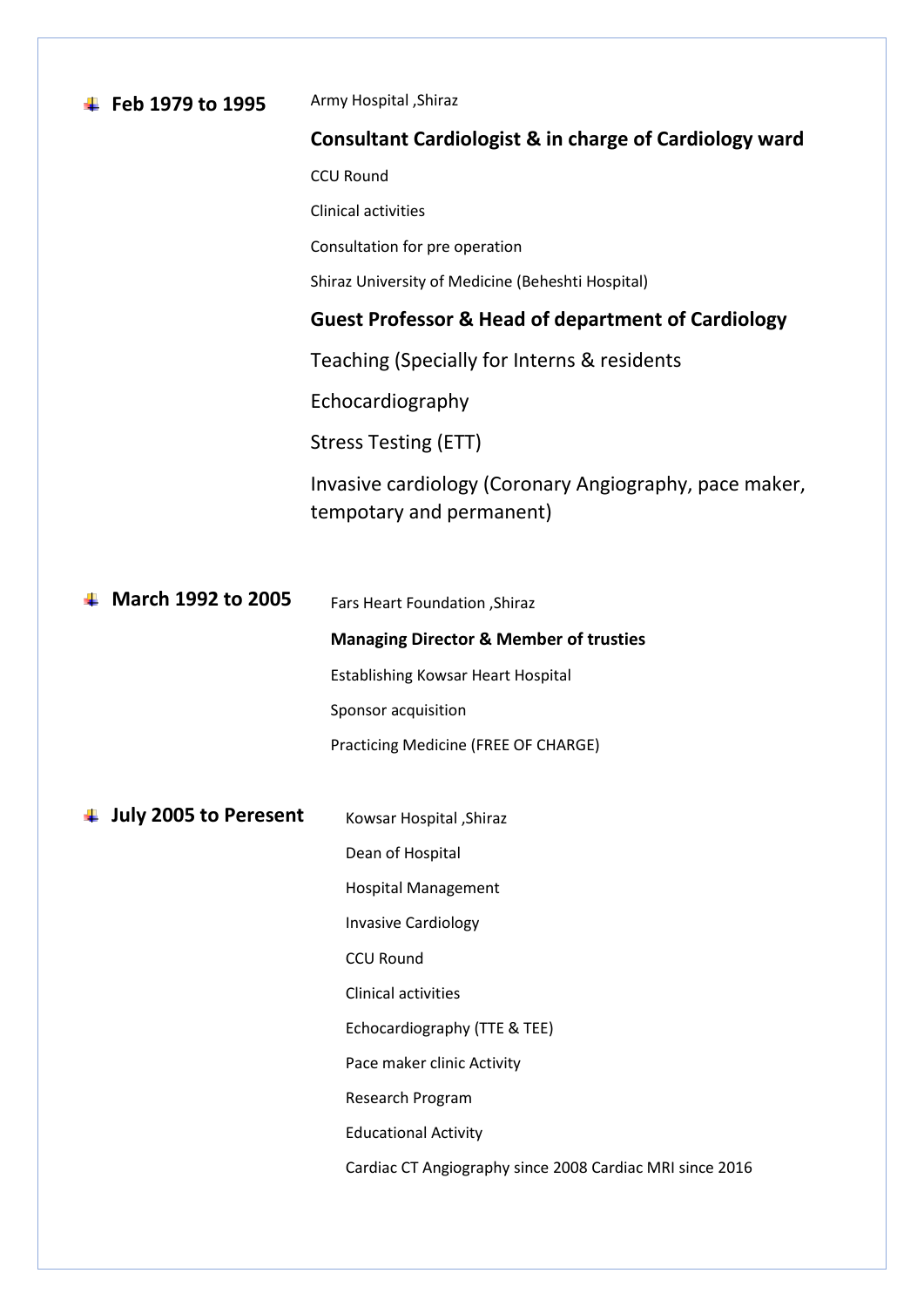- **Feb 1979 to 1995**

  Army Hospital ,Shiraz

  **Consultant Cardiologist & in charge of Cardiology ward**

  CCU Round

  Clinical activities

  Consultation for pre operation

  Shiraz University of Medicine (Beheshti Hospital)

  **Guest Professor & Head of department of Cardiology**

  Teaching (Specially for Interns & residents

  Echocardiography

  Stress Testing (ETT)

  Invasive cardiology (Coronary Angiography, pace maker, tempotary and permanent)

- **March 1992 to 2005**

  Fars Heart Foundation ,Shiraz

  **Managing Director & Member of trusties**

  Establishing Kowsar Heart Hospital

  Sponsor acquisition

  Practicing Medicine (FREE OF CHARGE)

- **July 2005 to Peresent**

  Kowsar Hospital ,Shiraz

  Dean of Hospital

  Hospital Management

  Invasive Cardiology

  CCU Round

  Clinical activities

  Echocardiography (TTE & TEE)

  Pace maker clinic Activity

  Research Program

  Educational Activity

  Cardiac CT Angiography since 2008 Cardiac MRI since 2016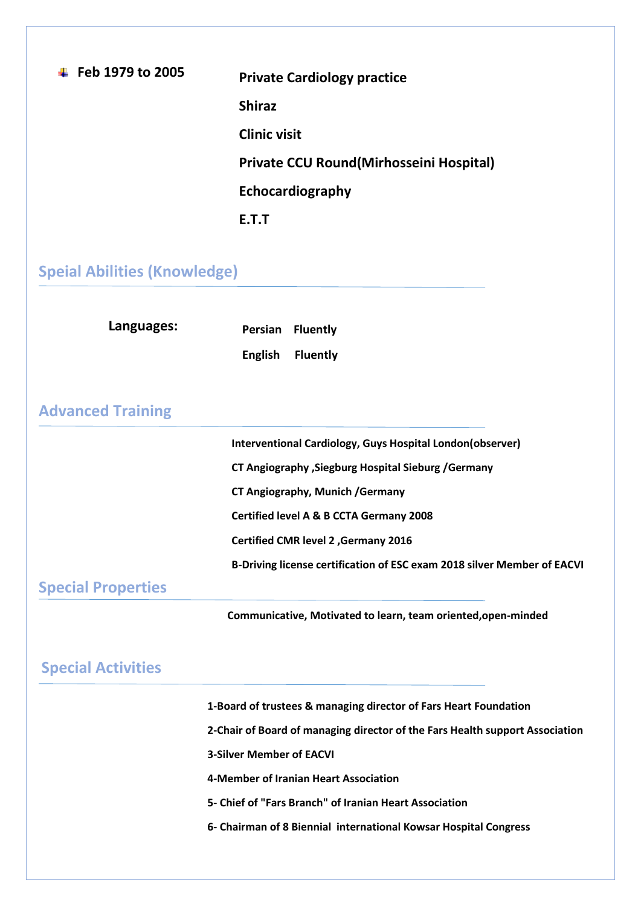- **Feb 1979 to 2005**

  **Private Cardiology practice**

  **Shiraz**

  **Clinic visit**

  **Private CCU Round(Mirhosseini Hospital)**

  **Echocardiography**

  **E.T.T**

## Speial Abilities (Knowledge)

**Languages:**

**Persian Fluently**

**English Fluently**

## Advanced Training

**Interventional Cardiology, Guys Hospital London(observer)**

**CT Angiography ,Siegburg Hospital Sieburg /Germany**

**CT Angiography, Munich /Germany**

**Certified level A & B CCTA Germany 2008**

**Certified CMR level 2 ,Germany 2016**

**B-Driving license certification of ESC exam 2018 silver Member of EACVI**

## Special Properties

**Communicative, Motivated to learn, team oriented,open-minded**

## Special Activities

**1-Board of trustees & managing director of Fars Heart Foundation**

**2-Chair of Board of managing director of the Fars Health support Association**

**3-Silver Member of EACVI**

**4-Member of Iranian Heart Association**

**5- Chief of "Fars Branch" of Iranian Heart Association**

**6- Chairman of 8 Biennial international Kowsar Hospital Congress**